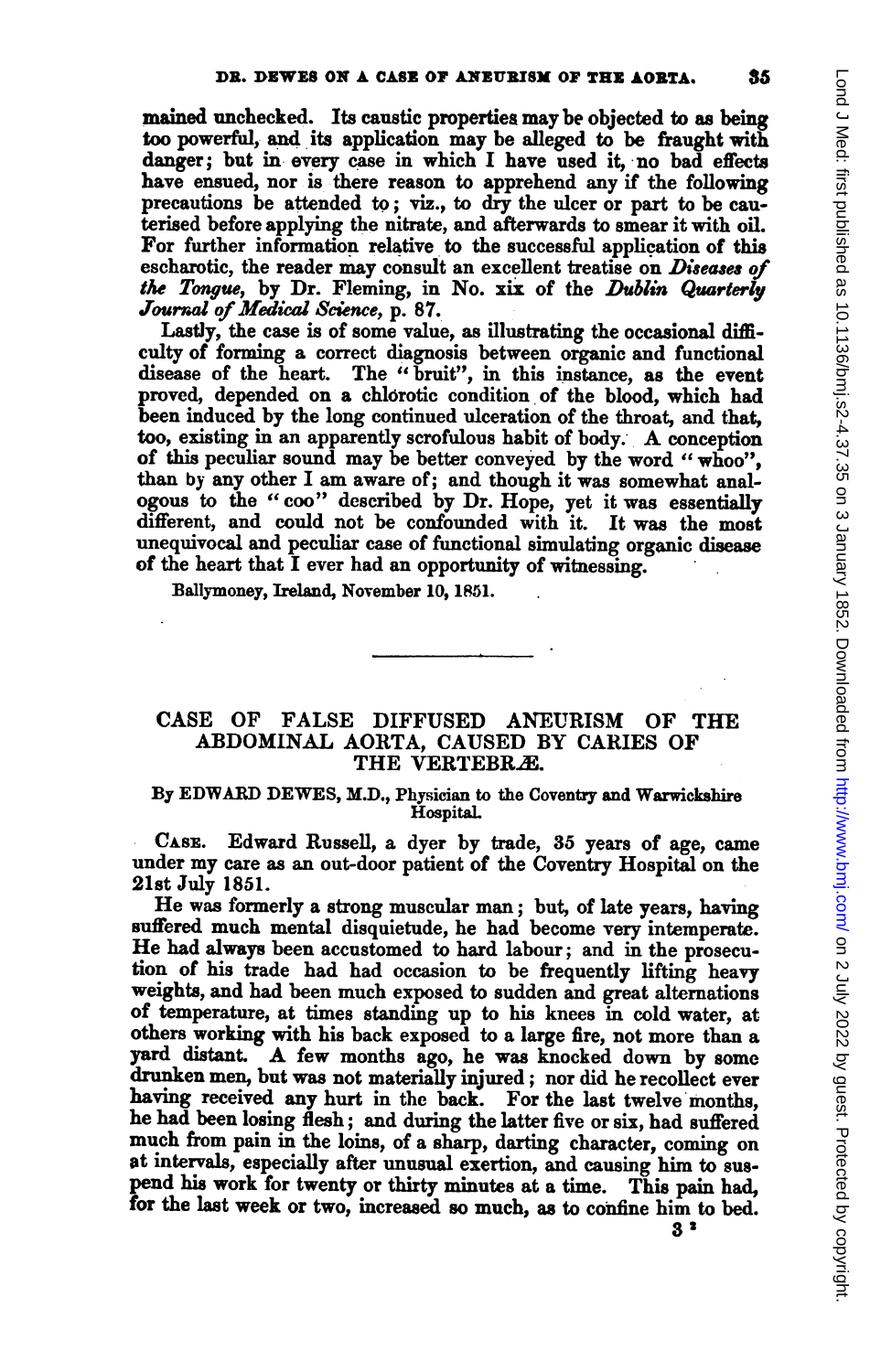mained unchecked. Its caustic properties may be objected to as being too powerful, and its application may be alleged to be fraught with danger; but in every case in which I have used it, no bad effects have ensued, nor is there reason to apprehend any if the following precautions be attended to; viz., to dry the ulcer or part to be cauterised before applying the nitrate, and afterwards to smear it with oil. For further information relative to the successful application of this escharotic, the reader may consult an excellent treatise on *Diseases of the Tongue*, by Dr. Fleming, in No. xix of the *Dublin Quarterly Journal of Medical Science*, p. 87.

Lastly, the case is of some value, as illustrating the occasional difficulty of forming a correct diagnosis between organic and functional disease of the heart. The "bruit", in this instance, as the event proved, depended on a chlorotic condition of the blood, which had been induced by the long continued ulceration of the throat, and that, too, existing in an apparently scrofulous habit of body. A conception of this peculiar sound may be better conveyed by the word "whoo", than by any other I am aware of; and though it was somewhat analogous to the "coo" described by Dr. Hope, yet it was essentially different, and could not be confounded with it. It was the most unequivocal and peculiar case of functional simulating organic disease of the heart that I ever had an opportunity of witnessing.

Ballymoney, Ireland, November 10, 1851.

---

# CASE OF FALSE DIFFUSED ANEURISM OF THE ABDOMINAL AORTA, CAUSED BY CARIES OF THE VERTEBRÆ.

By EDWARD DEWES, M.D., Physician to the Coventry and Warwickshire Hospital.

**Case.** Edward Russell, a dyer by trade, 35 years of age, came under my care as an out-door patient of the Coventry Hospital on the 21st July 1851.

He was formerly a strong muscular man; but, of late years, having suffered much mental disquietude, he had become very intemperate. He had always been accustomed to hard labour; and in the prosecution of his trade had had occasion to be frequently lifting heavy weights, and had been much exposed to sudden and great alternations of temperature, at times standing up to his knees in cold water, at others working with his back exposed to a large fire, not more than a yard distant. A few months ago, he was knocked down by some drunken men, but was not materially injured; nor did he recollect ever having received any hurt in the back. For the last twelve months, he had been losing flesh; and during the latter five or six, had suffered much from pain in the loins, of a sharp, darting character, coming on at intervals, especially after unusual exertion, and causing him to suspend his work for twenty or thirty minutes at a time. This pain had, for the last week or two, increased so much, as to confine him to bed.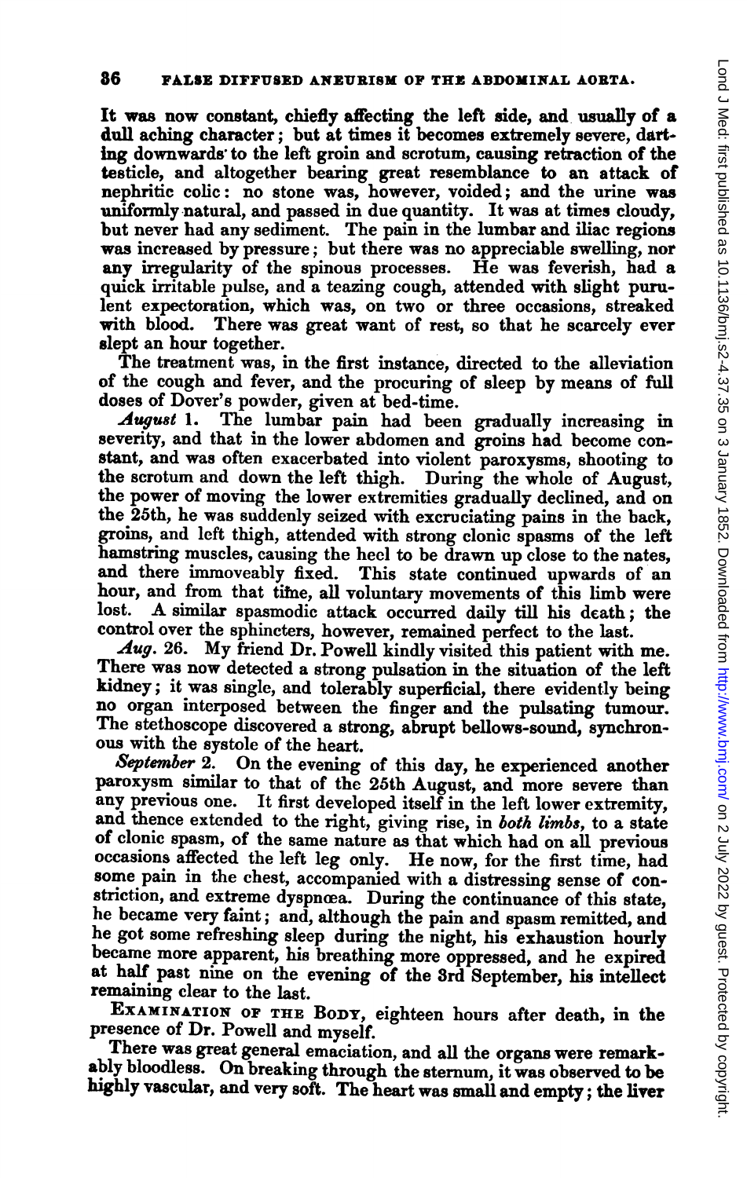It was now constant, chiefly affecting the left side, and usually of a dull aching character; but at times it becomes extremely severe, darting downwards to the left groin and scrotum, causing retraction of the testicle, and altogether bearing great resemblance to an attack of nephritic colic: no stone was, however, voided; and the urine was uniformly natural, and passed in due quantity. It was at times cloudy, but never had any sediment. The pain in the lumbar and iliac regions was increased by pressure; but there was no appreciable swelling, nor any irregularity of the spinous processes. He was feverish, had a quick irritable pulse, and a teazing cough, attended with slight purulent expectoration, which was, on two or three occasions, streaked with blood. There was great want of rest, so that he scarcely ever slept an hour together.

The treatment was, in the first instance, directed to the alleviation of the cough and fever, and the procuring of sleep by means of full doses of Dover's powder, given at bed-time.

*August* 1. The lumbar pain had been gradually increasing in severity, and that in the lower abdomen and groins had become constant, and was often exacerbated into violent paroxysms, shooting to the scrotum and down the left thigh. During the whole of August, the power of moving the lower extremities gradually declined, and on the 25th, he was suddenly seized with excruciating pains in the back, groins, and left thigh, attended with strong clonic spasms of the left hamstring muscles, causing the heel to be drawn up close to the nates, and there immoveably fixed. This state continued upwards of an hour, and from that time, all voluntary movements of this limb were lost. A similar spasmodic attack occurred daily till his death; the control over the sphincters, however, remained perfect to the last.

*Aug.* 26. My friend Dr. Powell kindly visited this patient with me. There was now detected a strong pulsation in the situation of the left kidney; it was single, and tolerably superficial, there evidently being no organ interposed between the finger and the pulsating tumour. The stethoscope discovered a strong, abrupt bellows-sound, synchronous with the systole of the heart.

*September* 2. On the evening of this day, he experienced another paroxysm similar to that of the 25th August, and more severe than any previous one. It first developed itself in the left lower extremity, and thence extended to the right, giving rise, in *both limbs*, to a state of clonic spasm, of the same nature as that which had on all previous occasions affected the left leg only. He now, for the first time, had some pain in the chest, accompanied with a distressing sense of constriction, and extreme dyspnœa. During the continuance of this state, he became very faint; and, although the pain and spasm remitted, and he got some refreshing sleep during the night, his exhaustion hourly became more apparent, his breathing more oppressed, and he expired at half past nine on the evening of the 3rd September, his intellect remaining clear to the last.

EXAMINATION OF THE BODY, eighteen hours after death, in the presence of Dr. Powell and myself.

There was great general emaciation, and all the organs were remarkably bloodless. On breaking through the sternum, it was observed to be highly vascular, and very soft. The heart was small and empty; the liver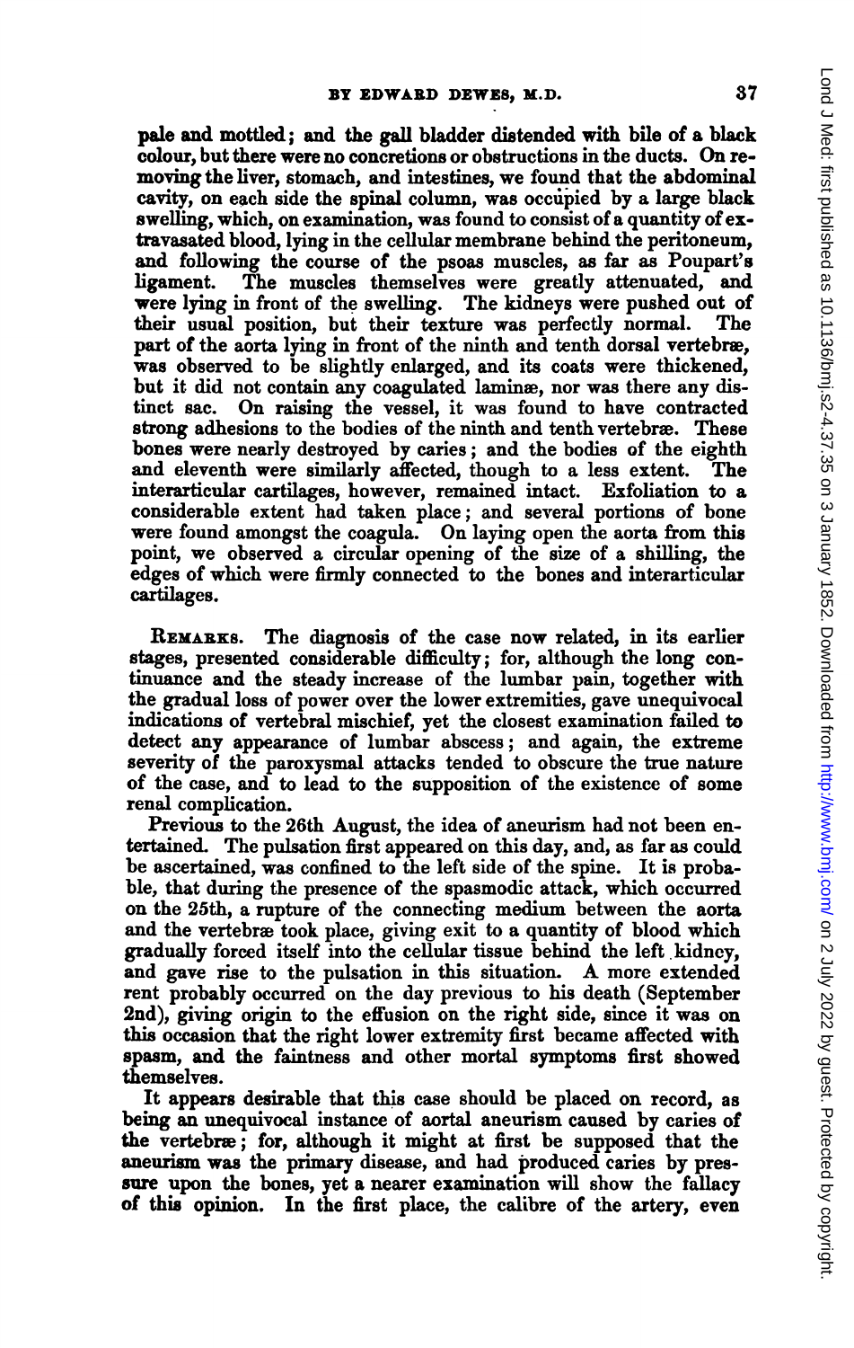pale and mottled; and the gall bladder distended with bile of a black colour, but there were no concretions or obstructions in the ducts. On removing the liver, stomach, and intestines, we found that the abdominal cavity, on each side the spinal column, was occupied by a large black swelling, which, on examination, was found to consist of a quantity of extravasated blood, lying in the cellular membrane behind the peritoneum, and following the course of the psoas muscles, as far as Poupart's ligament. The muscles themselves were greatly attenuated, and were lying in front of the swelling. The kidneys were pushed out of their usual position, but their texture was perfectly normal. The part of the aorta lying in front of the ninth and tenth dorsal vertebræ, was observed to be slightly enlarged, and its coats were thickened, but it did not contain any coagulated laminæ, nor was there any distinct sac. On raising the vessel, it was found to have contracted strong adhesions to the bodies of the ninth and tenth vertebræ. These bones were nearly destroyed by caries; and the bodies of the eighth and eleventh were similarly affected, though to a less extent. The interarticular cartilages, however, remained intact. Exfoliation to a considerable extent had taken place; and several portions of bone were found amongst the coagula. On laying open the aorta from this point, we observed a circular opening of the size of a shilling, the edges of which were firmly connected to the bones and interarticular cartilages.

**Remarks.** The diagnosis of the case now related, in its earlier stages, presented considerable difficulty; for, although the long continuance and the steady increase of the lumbar pain, together with the gradual loss of power over the lower extremities, gave unequivocal indications of vertebral mischief, yet the closest examination failed to detect any appearance of lumbar abscess; and again, the extreme severity of the paroxysmal attacks tended to obscure the true nature of the case, and to lead to the supposition of the existence of some renal complication.

Previous to the 26th August, the idea of aneurism had not been entertained. The pulsation first appeared on this day, and, as far as could be ascertained, was confined to the left side of the spine. It is probable, that during the presence of the spasmodic attack, which occurred on the 25th, a rupture of the connecting medium between the aorta and the vertebræ took place, giving exit to a quantity of blood which gradually forced itself into the cellular tissue behind the left kidney, and gave rise to the pulsation in this situation. A more extended rent probably occurred on the day previous to his death (September 2nd), giving origin to the effusion on the right side, since it was on this occasion that the right lower extremity first became affected with spasm, and the faintness and other mortal symptoms first showed themselves.

It appears desirable that this case should be placed on record, as being an unequivocal instance of aortal aneurism caused by caries of the vertebræ; for, although it might at first be supposed that the aneurism was the primary disease, and had produced caries by pressure upon the bones, yet a nearer examination will show the fallacy of this opinion. In the first place, the calibre of the artery, even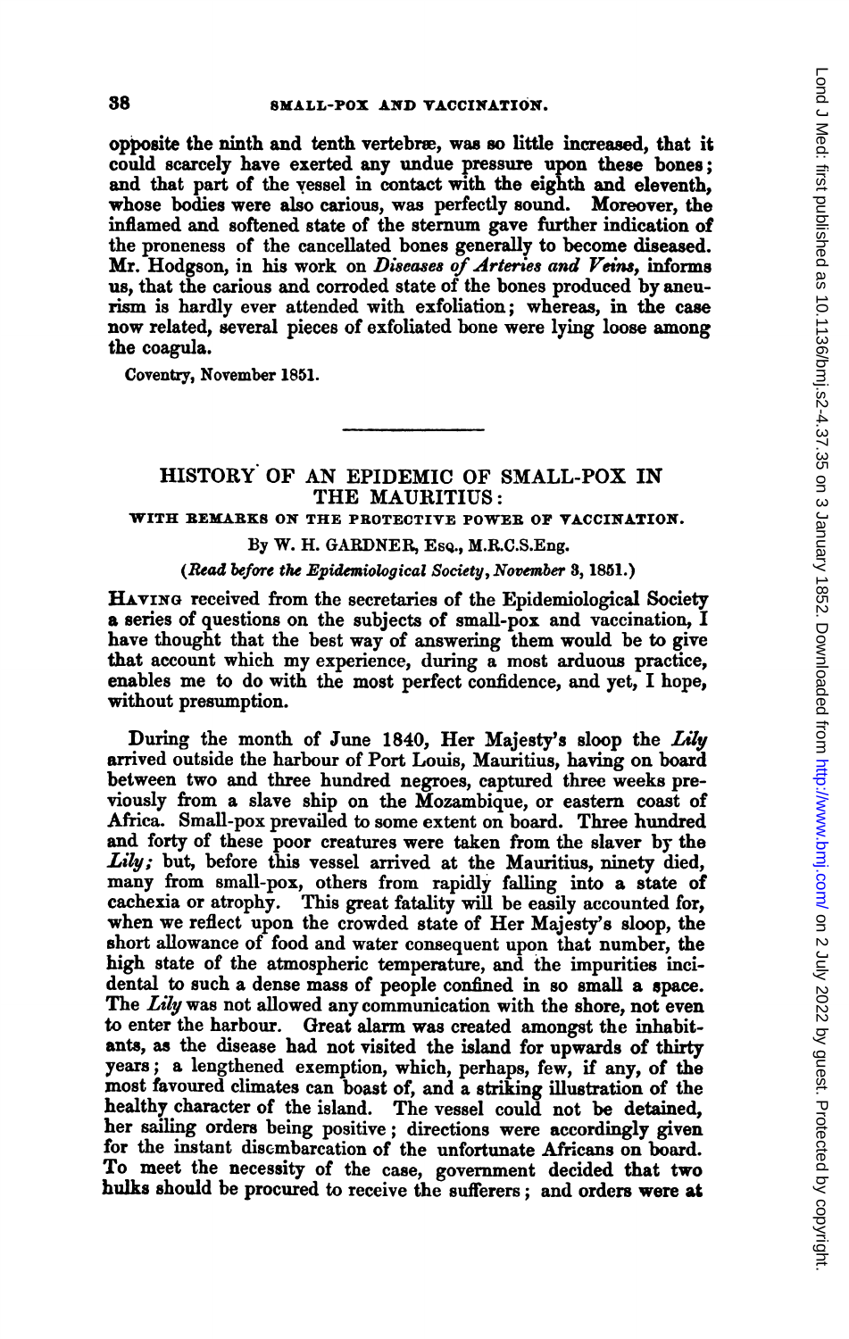opposite the ninth and tenth vertebræ, was so little increased, that it could scarcely have exerted any undue pressure upon these bones; and that part of the vessel in contact with the eighth and eleventh, whose bodies were also carious, was perfectly sound. Moreover, the inflamed and softened state of the sternum gave further indication of the proneness of the cancellated bones generally to become diseased. Mr. Hodgson, in his work on *Diseases of Arteries and Veins*, informs us, that the carious and corroded state of the bones produced by aneurism is hardly ever attended with exfoliation; whereas, in the case now related, several pieces of exfoliated bone were lying loose among the coagula.

Coventry, November 1851.

---

## HISTORY OF AN EPIDEMIC OF SMALL-POX IN THE MAURITIUS:

### WITH REMARKS ON THE PROTECTIVE POWER OF VACCINATION.

By W. H. GARDNER, Esq., M.R.C.S.Eng.

(*Read before the Epidemiological Society, November 3, 1851.*)

HAVING received from the secretaries of the Epidemiological Society a series of questions on the subjects of small-pox and vaccination, I have thought that the best way of answering them would be to give that account which my experience, during a most arduous practice, enables me to do with the most perfect confidence, and yet, I hope, without presumption.

During the month of June 1840, Her Majesty's sloop the *Lily* arrived outside the harbour of Port Louis, Mauritius, having on board between two and three hundred negroes, captured three weeks previously from a slave ship on the Mozambique, or eastern coast of Africa. Small-pox prevailed to some extent on board. Three hundred and forty of these poor creatures were taken from the slaver by the *Lily;* but, before this vessel arrived at the Mauritius, ninety died, many from small-pox, others from rapidly falling into a state of cachexia or atrophy. This great fatality will be easily accounted for, when we reflect upon the crowded state of Her Majesty's sloop, the short allowance of food and water consequent upon that number, the high state of the atmospheric temperature, and the impurities incidental to such a dense mass of people confined in so small a space. The *Lily* was not allowed any communication with the shore, not even to enter the harbour. Great alarm was created amongst the inhabitants, as the disease had not visited the island for upwards of thirty years; a lengthened exemption, which, perhaps, few, if any, of the most favoured climates can boast of, and a striking illustration of the healthy character of the island. The vessel could not be detained, her sailing orders being positive; directions were accordingly given for the instant disembarcation of the unfortunate Africans on board. To meet the necessity of the case, government decided that two hulks should be procured to receive the sufferers; and orders were at